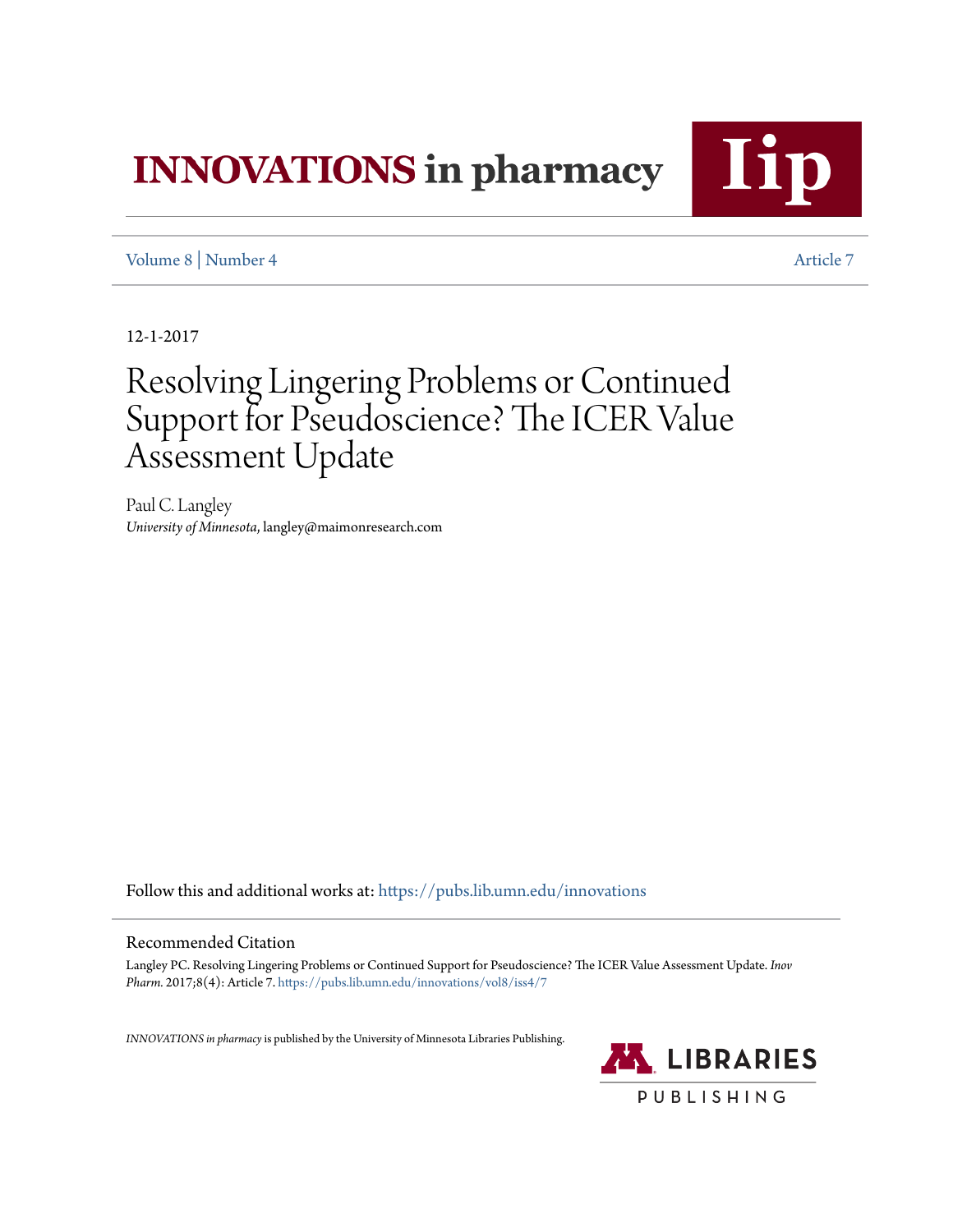# INNOVATIONS in pharmacy

Volume 8 | Number 4 Article 7

12-1-2017

# Resolving Lingering Problems or Continued Support for Pseudoscience? The ICER Value Assessment Update

Paul C. Langley
*University of Minnesota*, langley@maimonresearch.com

Follow this and additional works at: https://pubs.lib.umn.edu/innovations

## Recommended Citation

Langley PC. Resolving Lingering Problems or Continued Support for Pseudoscience? The ICER Value Assessment Update. *Inov Pharm.* 2017;8(4): Article 7. https://pubs.lib.umn.edu/innovations/vol8/iss4/7

*INNOVATIONS in pharmacy* is published by the University of Minnesota Libraries Publishing.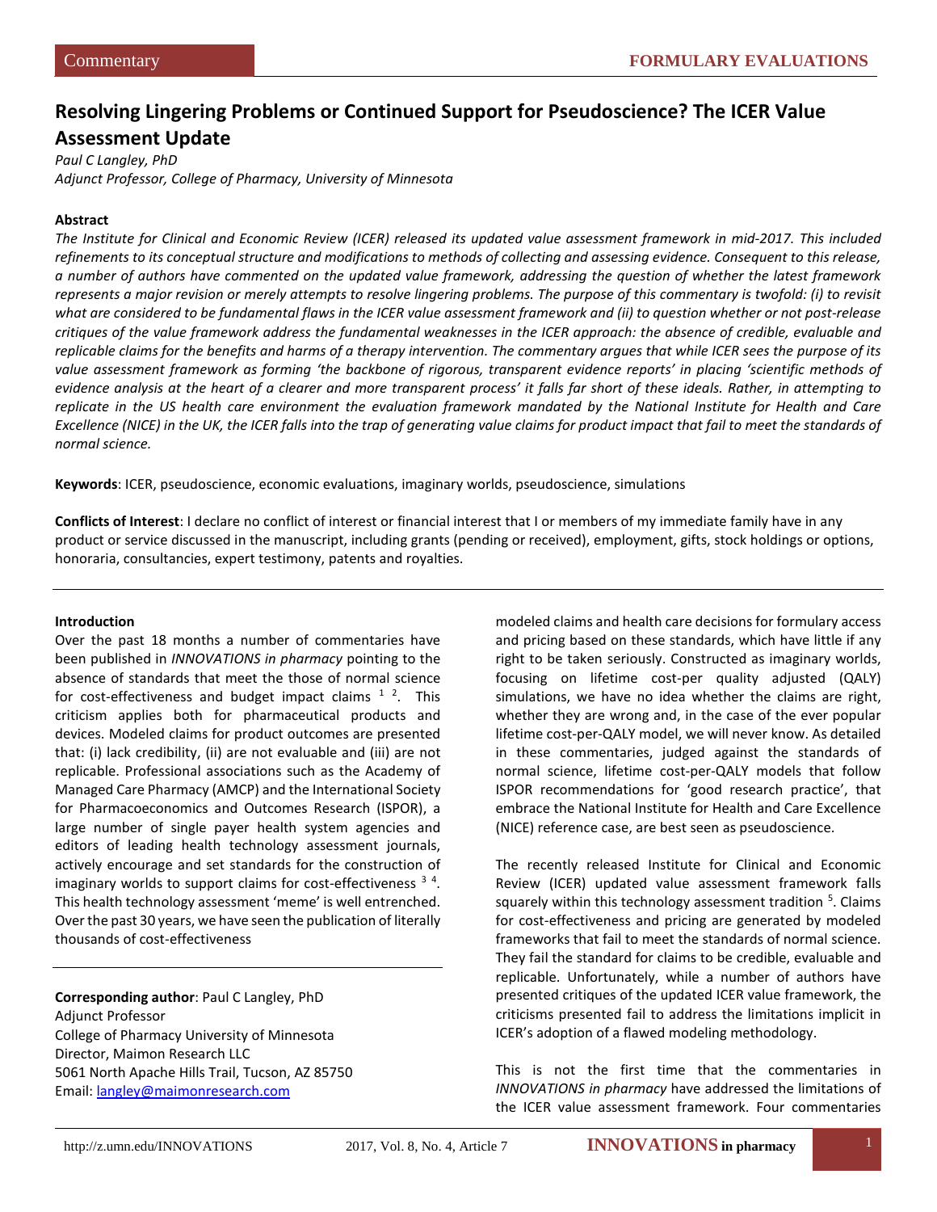Commentary

FORMULARY EVALUATIONS

# Resolving Lingering Problems or Continued Support for Pseudoscience? The ICER Value Assessment Update

*Paul C Langley, PhD*
*Adjunct Professor, College of Pharmacy, University of Minnesota*

**Abstract**

*The Institute for Clinical and Economic Review (ICER) released its updated value assessment framework in mid-2017. This included refinements to its conceptual structure and modifications to methods of collecting and assessing evidence. Consequent to this release, a number of authors have commented on the updated value framework, addressing the question of whether the latest framework represents a major revision or merely attempts to resolve lingering problems. The purpose of this commentary is twofold: (i) to revisit what are considered to be fundamental flaws in the ICER value assessment framework and (ii) to question whether or not post-release critiques of the value framework address the fundamental weaknesses in the ICER approach: the absence of credible, evaluable and replicable claims for the benefits and harms of a therapy intervention. The commentary argues that while ICER sees the purpose of its value assessment framework as forming 'the backbone of rigorous, transparent evidence reports' in placing 'scientific methods of evidence analysis at the heart of a clearer and more transparent process' it falls far short of these ideals. Rather, in attempting to replicate in the US health care environment the evaluation framework mandated by the National Institute for Health and Care Excellence (NICE) in the UK, the ICER falls into the trap of generating value claims for product impact that fail to meet the standards of normal science.*

**Keywords**: ICER, pseudoscience, economic evaluations, imaginary worlds, pseudoscience, simulations

**Conflicts of Interest**: I declare no conflict of interest or financial interest that I or members of my immediate family have in any product or service discussed in the manuscript, including grants (pending or received), employment, gifts, stock holdings or options, honoraria, consultancies, expert testimony, patents and royalties.

**Introduction**

Over the past 18 months a number of commentaries have been published in *INNOVATIONS in pharmacy* pointing to the absence of standards that meet the those of normal science for cost-effectiveness and budget impact claims [1 2]. This criticism applies both for pharmaceutical products and devices. Modeled claims for product outcomes are presented that: (i) lack credibility, (ii) are not evaluable and (iii) are not replicable. Professional associations such as the Academy of Managed Care Pharmacy (AMCP) and the International Society for Pharmacoeconomics and Outcomes Research (ISPOR), a large number of single payer health system agencies and editors of leading health technology assessment journals, actively encourage and set standards for the construction of imaginary worlds to support claims for cost-effectiveness [3 4]. This health technology assessment 'meme' is well entrenched. Over the past 30 years, we have seen the publication of literally thousands of cost-effectiveness modeled claims and health care decisions for formulary access and pricing based on these standards, which have little if any right to be taken seriously. Constructed as imaginary worlds, focusing on lifetime cost-per quality adjusted (QALY) simulations, we have no idea whether the claims are right, whether they are wrong and, in the case of the ever popular lifetime cost-per-QALY model, we will never know. As detailed in these commentaries, judged against the standards of normal science, lifetime cost-per-QALY models that follow ISPOR recommendations for 'good research practice', that embrace the National Institute for Health and Care Excellence (NICE) reference case, are best seen as pseudoscience.

The recently released Institute for Clinical and Economic Review (ICER) updated value assessment framework falls squarely within this technology assessment tradition [5]. Claims for cost-effectiveness and pricing are generated by modeled frameworks that fail to meet the standards of normal science. They fail the standard for claims to be credible, evaluable and replicable. Unfortunately, while a number of authors have presented critiques of the updated ICER value framework, the criticisms presented fail to address the limitations implicit in ICER's adoption of a flawed modeling methodology.

This is not the first time that the commentaries in *INNOVATIONS in pharmacy* have addressed the limitations of the ICER value assessment framework. Four commentaries

**Corresponding author**: Paul C Langley, PhD
Adjunct Professor
College of Pharmacy University of Minnesota
Director, Maimon Research LLC
5061 North Apache Hills Trail, Tucson, AZ 85750
Email: langley@maimonresearch.com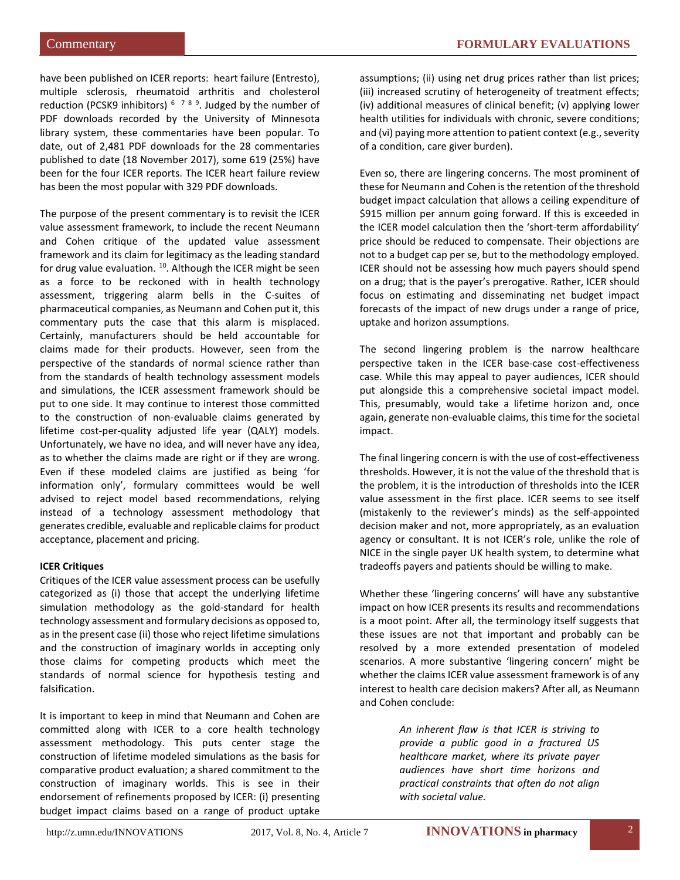have been published on ICER reports: heart failure (Entresto), multiple sclerosis, rheumatoid arthritis and cholesterol reduction (PCSK9 inhibitors) [6 7 8 9]. Judged by the number of PDF downloads recorded by the University of Minnesota library system, these commentaries have been popular. To date, out of 2,481 PDF downloads for the 28 commentaries published to date (18 November 2017), some 619 (25%) have been for the four ICER reports. The ICER heart failure review has been the most popular with 329 PDF downloads.

The purpose of the present commentary is to revisit the ICER value assessment framework, to include the recent Neumann and Cohen critique of the updated value assessment framework and its claim for legitimacy as the leading standard for drug value evaluation. [10]. Although the ICER might be seen as a force to be reckoned with in health technology assessment, triggering alarm bells in the C-suites of pharmaceutical companies, as Neumann and Cohen put it, this commentary puts the case that this alarm is misplaced. Certainly, manufacturers should be held accountable for claims made for their products. However, seen from the perspective of the standards of normal science rather than from the standards of health technology assessment models and simulations, the ICER assessment framework should be put to one side. It may continue to interest those committed to the construction of non-evaluable claims generated by lifetime cost-per-quality adjusted life year (QALY) models. Unfortunately, we have no idea, and will never have any idea, as to whether the claims made are right or if they are wrong. Even if these modeled claims are justified as being 'for information only', formulary committees would be well advised to reject model based recommendations, relying instead of a technology assessment methodology that generates credible, evaluable and replicable claims for product acceptance, placement and pricing.

**ICER Critiques**

Critiques of the ICER value assessment process can be usefully categorized as (i) those that accept the underlying lifetime simulation methodology as the gold-standard for health technology assessment and formulary decisions as opposed to, as in the present case (ii) those who reject lifetime simulations and the construction of imaginary worlds in accepting only those claims for competing products which meet the standards of normal science for hypothesis testing and falsification.

It is important to keep in mind that Neumann and Cohen are committed along with ICER to a core health technology assessment methodology. This puts center stage the construction of lifetime modeled simulations as the basis for comparative product evaluation; a shared commitment to the construction of imaginary worlds. This is see in their endorsement of refinements proposed by ICER: (i) presenting budget impact claims based on a range of product uptake assumptions; (ii) using net drug prices rather than list prices; (iii) increased scrutiny of heterogeneity of treatment effects; (iv) additional measures of clinical benefit; (v) applying lower health utilities for individuals with chronic, severe conditions; and (vi) paying more attention to patient context (e.g., severity of a condition, care giver burden).

Even so, there are lingering concerns. The most prominent of these for Neumann and Cohen is the retention of the threshold budget impact calculation that allows a ceiling expenditure of $915 million per annum going forward. If this is exceeded in the ICER model calculation then the 'short-term affordability' price should be reduced to compensate. Their objections are not to a budget cap per se, but to the methodology employed. ICER should not be assessing how much payers should spend on a drug; that is the payer's prerogative. Rather, ICER should focus on estimating and disseminating net budget impact forecasts of the impact of new drugs under a range of price, uptake and horizon assumptions.

The second lingering problem is the narrow healthcare perspective taken in the ICER base-case cost-effectiveness case. While this may appeal to payer audiences, ICER should put alongside this a comprehensive societal impact model. This, presumably, would take a lifetime horizon and, once again, generate non-evaluable claims, this time for the societal impact.

The final lingering concern is with the use of cost-effectiveness thresholds. However, it is not the value of the threshold that is the problem, it is the introduction of thresholds into the ICER value assessment in the first place. ICER seems to see itself (mistakenly to the reviewer's minds) as the self-appointed decision maker and not, more appropriately, as an evaluation agency or consultant. It is not ICER's role, unlike the role of NICE in the single payer UK health system, to determine what tradeoffs payers and patients should be willing to make.

Whether these 'lingering concerns' will have any substantive impact on how ICER presents its results and recommendations is a moot point. After all, the terminology itself suggests that these issues are not that important and probably can be resolved by a more extended presentation of modeled scenarios. A more substantive 'lingering concern' might be whether the claims ICER value assessment framework is of any interest to health care decision makers? After all, as Neumann and Cohen conclude:

> *An inherent flaw is that ICER is striving to provide a public good in a fractured US healthcare market, where its private payer audiences have short time horizons and practical constraints that often do not align with societal value.*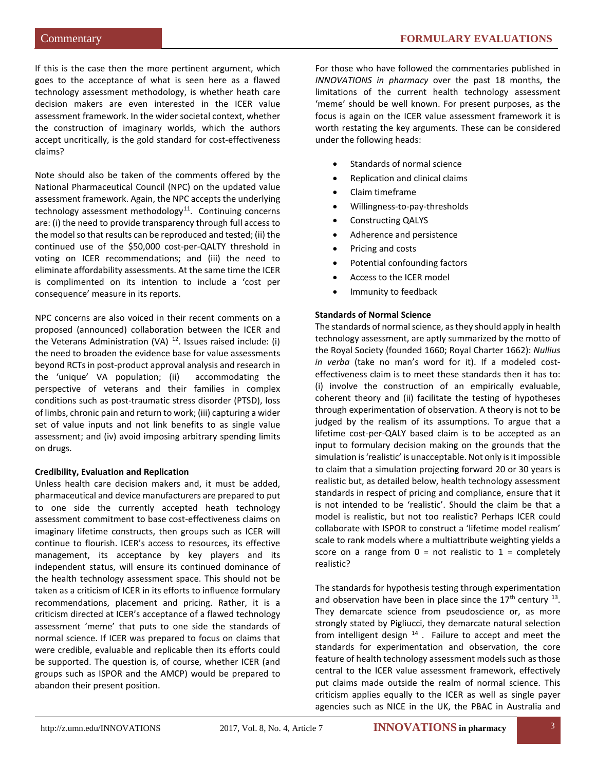If this is the case then the more pertinent argument, which goes to the acceptance of what is seen here as a flawed technology assessment methodology, is whether heath care decision makers are even interested in the ICER value assessment framework. In the wider societal context, whether the construction of imaginary worlds, which the authors accept uncritically, is the gold standard for cost-effectiveness claims?

Note should also be taken of the comments offered by the National Pharmaceutical Council (NPC) on the updated value assessment framework. Again, the NPC accepts the underlying technology assessment methodology[11]. Continuing concerns are: (i) the need to provide transparency through full access to the model so that results can be reproduced and tested; (ii) the continued use of the $50,000 cost-per-QALTY threshold in voting on ICER recommendations; and (iii) the need to eliminate affordability assessments. At the same time the ICER is complimented on its intention to include a 'cost per consequence' measure in its reports.

NPC concerns are also voiced in their recent comments on a proposed (announced) collaboration between the ICER and the Veterans Administration (VA) [12]. Issues raised include: (i) the need to broaden the evidence base for value assessments beyond RCTs in post-product approval analysis and research in the 'unique' VA population; (ii) accommodating the perspective of veterans and their families in complex conditions such as post-traumatic stress disorder (PTSD), loss of limbs, chronic pain and return to work; (iii) capturing a wider set of value inputs and not link benefits to as single value assessment; and (iv) avoid imposing arbitrary spending limits on drugs.

**Credibility, Evaluation and Replication**

Unless health care decision makers and, it must be added, pharmaceutical and device manufacturers are prepared to put to one side the currently accepted heath technology assessment commitment to base cost-effectiveness claims on imaginary lifetime constructs, then groups such as ICER will continue to flourish. ICER's access to resources, its effective management, its acceptance by key players and its independent status, will ensure its continued dominance of the health technology assessment space. This should not be taken as a criticism of ICER in its efforts to influence formulary recommendations, placement and pricing. Rather, it is a criticism directed at ICER's acceptance of a flawed technology assessment 'meme' that puts to one side the standards of normal science. If ICER was prepared to focus on claims that were credible, evaluable and replicable then its efforts could be supported. The question is, of course, whether ICER (and groups such as ISPOR and the AMCP) would be prepared to abandon their present position.

For those who have followed the commentaries published in *INNOVATIONS in pharmacy* over the past 18 months, the limitations of the current health technology assessment 'meme' should be well known. For present purposes, as the focus is again on the ICER value assessment framework it is worth restating the key arguments. These can be considered under the following heads:

- Standards of normal science
- Replication and clinical claims
- Claim timeframe
- Willingness-to-pay-thresholds
- Constructing QALYS
- Adherence and persistence
- Pricing and costs
- Potential confounding factors
- Access to the ICER model
- Immunity to feedback

**Standards of Normal Science**

The standards of normal science, as they should apply in health technology assessment, are aptly summarized by the motto of the Royal Society (founded 1660; Royal Charter 1662): *Nullius in verba* (take no man's word for it). If a modeled cost-effectiveness claim is to meet these standards then it has to: (i) involve the construction of an empirically evaluable, coherent theory and (ii) facilitate the testing of hypotheses through experimentation of observation. A theory is not to be judged by the realism of its assumptions. To argue that a lifetime cost-per-QALY based claim is to be accepted as an input to formulary decision making on the grounds that the simulation is 'realistic' is unacceptable. Not only is it impossible to claim that a simulation projecting forward 20 or 30 years is realistic but, as detailed below, health technology assessment standards in respect of pricing and compliance, ensure that it is not intended to be 'realistic'. Should the claim be that a model is realistic, but not too realistic? Perhaps ICER could collaborate with ISPOR to construct a 'lifetime model realism' scale to rank models where a multiattribute weighting yields a score on a range from 0 = not realistic to 1 = completely realistic?

The standards for hypothesis testing through experimentation and observation have been in place since the 17th century [13]. They demarcate science from pseudoscience or, as more strongly stated by Pigliucci, they demarcate natural selection from intelligent design [14]. Failure to accept and meet the standards for experimentation and observation, the core feature of health technology assessment models such as those central to the ICER value assessment framework, effectively put claims made outside the realm of normal science. This criticism applies equally to the ICER as well as single payer agencies such as NICE in the UK, the PBAC in Australia and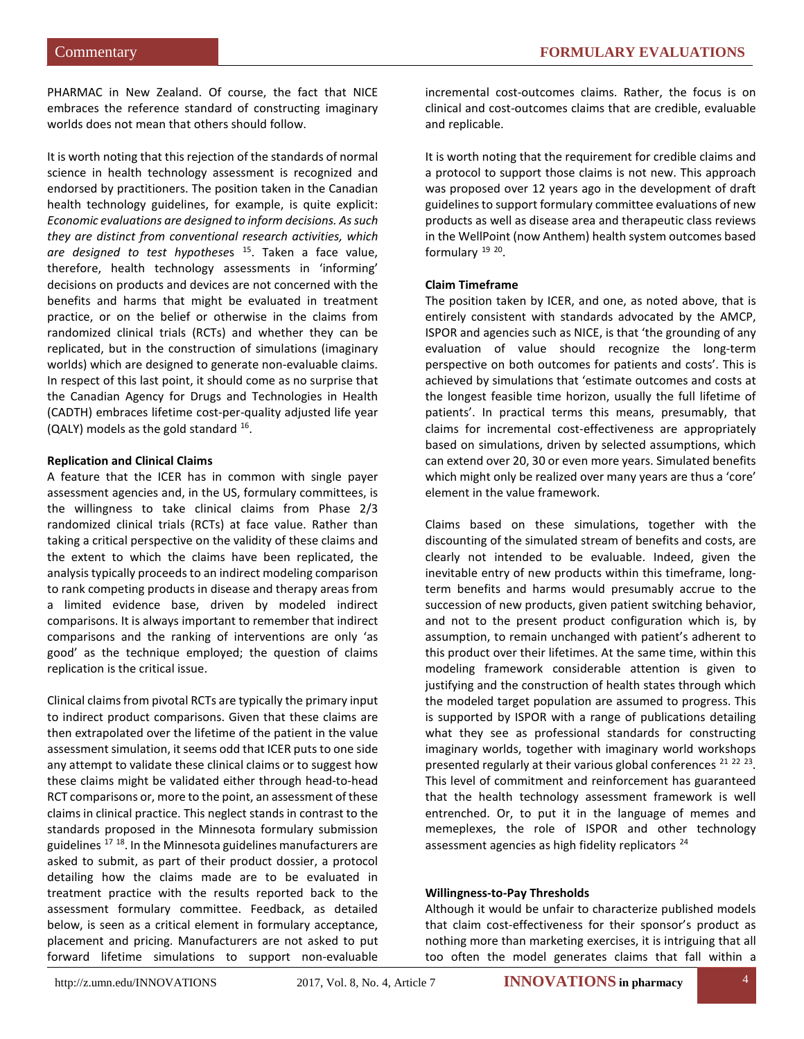PHARMAC in New Zealand. Of course, the fact that NICE embraces the reference standard of constructing imaginary worlds does not mean that others should follow.

It is worth noting that this rejection of the standards of normal science in health technology assessment is recognized and endorsed by practitioners. The position taken in the Canadian health technology guidelines, for example, is quite explicit: *Economic evaluations are designed to inform decisions. As such they are distinct from conventional research activities, which are designed to test hypotheses* [15]. Taken a face value, therefore, health technology assessments in 'informing' decisions on products and devices are not concerned with the benefits and harms that might be evaluated in treatment practice, or on the belief or otherwise in the claims from randomized clinical trials (RCTs) and whether they can be replicated, but in the construction of simulations (imaginary worlds) which are designed to generate non-evaluable claims. In respect of this last point, it should come as no surprise that the Canadian Agency for Drugs and Technologies in Health (CADTH) embraces lifetime cost-per-quality adjusted life year (QALY) models as the gold standard [16].

**Replication and Clinical Claims**

A feature that the ICER has in common with single payer assessment agencies and, in the US, formulary committees, is the willingness to take clinical claims from Phase 2/3 randomized clinical trials (RCTs) at face value. Rather than taking a critical perspective on the validity of these claims and the extent to which the claims have been replicated, the analysis typically proceeds to an indirect modeling comparison to rank competing products in disease and therapy areas from a limited evidence base, driven by modeled indirect comparisons. It is always important to remember that indirect comparisons and the ranking of interventions are only 'as good' as the technique employed; the question of claims replication is the critical issue.

Clinical claims from pivotal RCTs are typically the primary input to indirect product comparisons. Given that these claims are then extrapolated over the lifetime of the patient in the value assessment simulation, it seems odd that ICER puts to one side any attempt to validate these clinical claims or to suggest how these claims might be validated either through head-to-head RCT comparisons or, more to the point, an assessment of these claims in clinical practice. This neglect stands in contrast to the standards proposed in the Minnesota formulary submission guidelines [17 18]. In the Minnesota guidelines manufacturers are asked to submit, as part of their product dossier, a protocol detailing how the claims made are to be evaluated in treatment practice with the results reported back to the assessment formulary committee. Feedback, as detailed below, is seen as a critical element in formulary acceptance, placement and pricing. Manufacturers are not asked to put forward lifetime simulations to support non-evaluable incremental cost-outcomes claims. Rather, the focus is on clinical and cost-outcomes claims that are credible, evaluable and replicable.

It is worth noting that the requirement for credible claims and a protocol to support those claims is not new. This approach was proposed over 12 years ago in the development of draft guidelines to support formulary committee evaluations of new products as well as disease area and therapeutic class reviews in the WellPoint (now Anthem) health system outcomes based formulary [19 20].

**Claim Timeframe**

The position taken by ICER, and one, as noted above, that is entirely consistent with standards advocated by the AMCP, ISPOR and agencies such as NICE, is that 'the grounding of any evaluation of value should recognize the long-term perspective on both outcomes for patients and costs'. This is achieved by simulations that 'estimate outcomes and costs at the longest feasible time horizon, usually the full lifetime of patients'. In practical terms this means, presumably, that claims for incremental cost-effectiveness are appropriately based on simulations, driven by selected assumptions, which can extend over 20, 30 or even more years. Simulated benefits which might only be realized over many years are thus a 'core' element in the value framework.

Claims based on these simulations, together with the discounting of the simulated stream of benefits and costs, are clearly not intended to be evaluable. Indeed, given the inevitable entry of new products within this timeframe, long-term benefits and harms would presumably accrue to the succession of new products, given patient switching behavior, and not to the present product configuration which is, by assumption, to remain unchanged with patient's adherent to this product over their lifetimes. At the same time, within this modeling framework considerable attention is given to justifying and the construction of health states through which the modeled target population are assumed to progress. This is supported by ISPOR with a range of publications detailing what they see as professional standards for constructing imaginary worlds, together with imaginary world workshops presented regularly at their various global conferences [21 22 23]. This level of commitment and reinforcement has guaranteed that the health technology assessment framework is well entrenched. Or, to put it in the language of memes and memeplexes, the role of ISPOR and other technology assessment agencies as high fidelity replicators [24]

**Willingness-to-Pay Thresholds**

Although it would be unfair to characterize published models that claim cost-effectiveness for their sponsor's product as nothing more than marketing exercises, it is intriguing that all too often the model generates claims that fall within a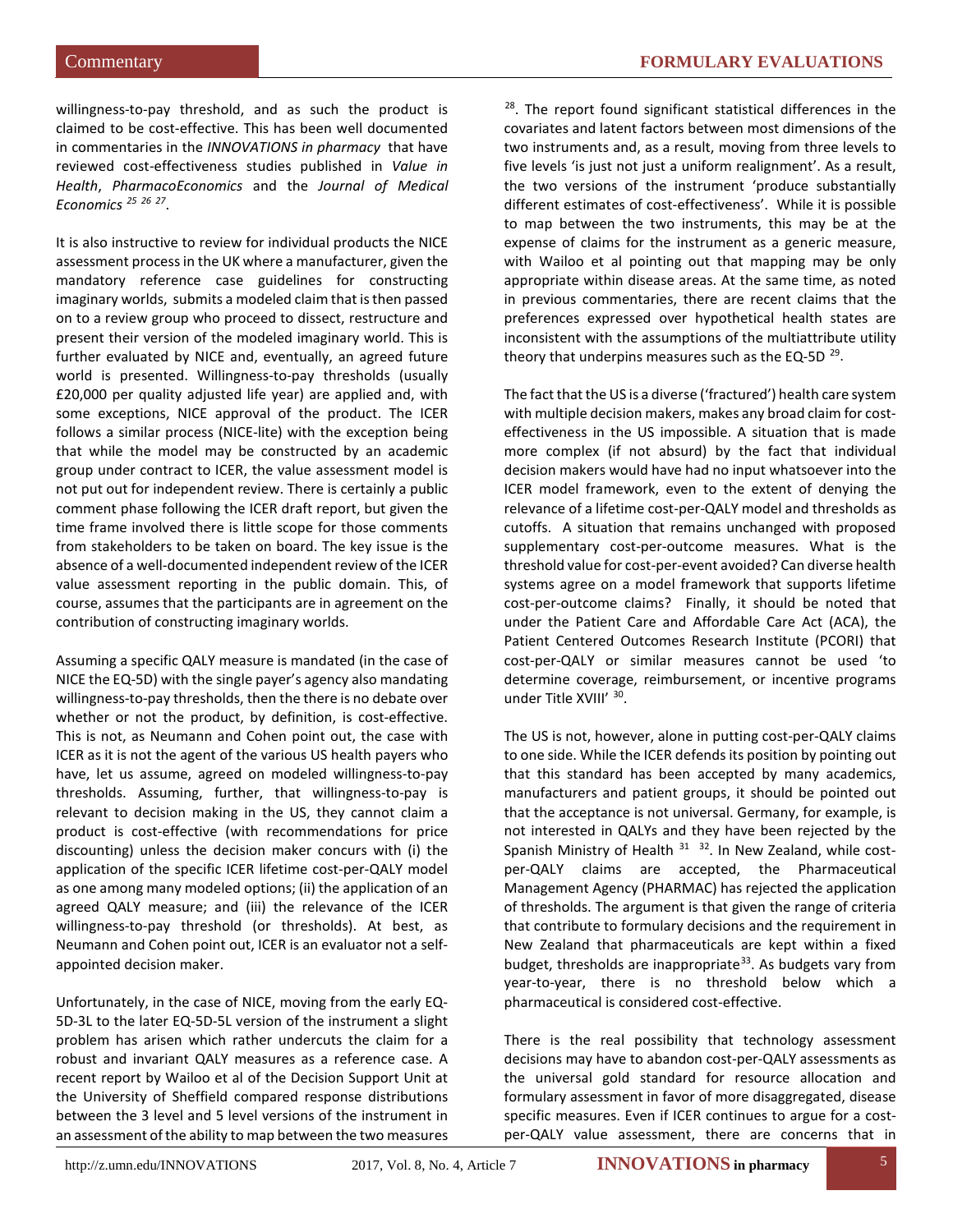willingness-to-pay threshold, and as such the product is claimed to be cost-effective. This has been well documented in commentaries in the *INNOVATIONS in pharmacy* that have reviewed cost-effectiveness studies published in *Value in Health*, *PharmacoEconomics* and the *Journal of Medical Economics* [25 26 27].

It is also instructive to review for individual products the NICE assessment process in the UK where a manufacturer, given the mandatory reference case guidelines for constructing imaginary worlds, submits a modeled claim that is then passed on to a review group who proceed to dissect, restructure and present their version of the modeled imaginary world. This is further evaluated by NICE and, eventually, an agreed future world is presented. Willingness-to-pay thresholds (usually £20,000 per quality adjusted life year) are applied and, with some exceptions, NICE approval of the product. The ICER follows a similar process (NICE-lite) with the exception being that while the model may be constructed by an academic group under contract to ICER, the value assessment model is not put out for independent review. There is certainly a public comment phase following the ICER draft report, but given the time frame involved there is little scope for those comments from stakeholders to be taken on board. The key issue is the absence of a well-documented independent review of the ICER value assessment reporting in the public domain. This, of course, assumes that the participants are in agreement on the contribution of constructing imaginary worlds.

Assuming a specific QALY measure is mandated (in the case of NICE the EQ-5D) with the single payer's agency also mandating willingness-to-pay thresholds, then the there is no debate over whether or not the product, by definition, is cost-effective. This is not, as Neumann and Cohen point out, the case with ICER as it is not the agent of the various US health payers who have, let us assume, agreed on modeled willingness-to-pay thresholds. Assuming, further, that willingness-to-pay is relevant to decision making in the US, they cannot claim a product is cost-effective (with recommendations for price discounting) unless the decision maker concurs with (i) the application of the specific ICER lifetime cost-per-QALY model as one among many modeled options; (ii) the application of an agreed QALY measure; and (iii) the relevance of the ICER willingness-to-pay threshold (or thresholds). At best, as Neumann and Cohen point out, ICER is an evaluator not a self-appointed decision maker.

Unfortunately, in the case of NICE, moving from the early EQ-5D-3L to the later EQ-5D-5L version of the instrument a slight problem has arisen which rather undercuts the claim for a robust and invariant QALY measures as a reference case. A recent report by Wailoo et al of the Decision Support Unit at the University of Sheffield compared response distributions between the 3 level and 5 level versions of the instrument in an assessment of the ability to map between the two measures [28]. The report found significant statistical differences in the covariates and latent factors between most dimensions of the two instruments and, as a result, moving from three levels to five levels 'is just not just a uniform realignment'. As a result, the two versions of the instrument 'produce substantially different estimates of cost-effectiveness'. While it is possible to map between the two instruments, this may be at the expense of claims for the instrument as a generic measure, with Wailoo et al pointing out that mapping may be only appropriate within disease areas. At the same time, as noted in previous commentaries, there are recent claims that the preferences expressed over hypothetical health states are inconsistent with the assumptions of the multiattribute utility theory that underpins measures such as the EQ-5D [29].

The fact that the US is a diverse ('fractured') health care system with multiple decision makers, makes any broad claim for cost-effectiveness in the US impossible. A situation that is made more complex (if not absurd) by the fact that individual decision makers would have had no input whatsoever into the ICER model framework, even to the extent of denying the relevance of a lifetime cost-per-QALY model and thresholds as cutoffs. A situation that remains unchanged with proposed supplementary cost-per-outcome measures. What is the threshold value for cost-per-event avoided? Can diverse health systems agree on a model framework that supports lifetime cost-per-outcome claims? Finally, it should be noted that under the Patient Care and Affordable Care Act (ACA), the Patient Centered Outcomes Research Institute (PCORI) that cost-per-QALY or similar measures cannot be used 'to determine coverage, reimbursement, or incentive programs under Title XVIII' [30].

The US is not, however, alone in putting cost-per-QALY claims to one side. While the ICER defends its position by pointing out that this standard has been accepted by many academics, manufacturers and patient groups, it should be pointed out that the acceptance is not universal. Germany, for example, is not interested in QALYs and they have been rejected by the Spanish Ministry of Health [31 32]. In New Zealand, while cost-per-QALY claims are accepted, the Pharmaceutical Management Agency (PHARMAC) has rejected the application of thresholds. The argument is that given the range of criteria that contribute to formulary decisions and the requirement in New Zealand that pharmaceuticals are kept within a fixed budget, thresholds are inappropriate[33]. As budgets vary from year-to-year, there is no threshold below which a pharmaceutical is considered cost-effective.

There is the real possibility that technology assessment decisions may have to abandon cost-per-QALY assessments as the universal gold standard for resource allocation and formulary assessment in favor of more disaggregated, disease specific measures. Even if ICER continues to argue for a cost-per-QALY value assessment, there are concerns that in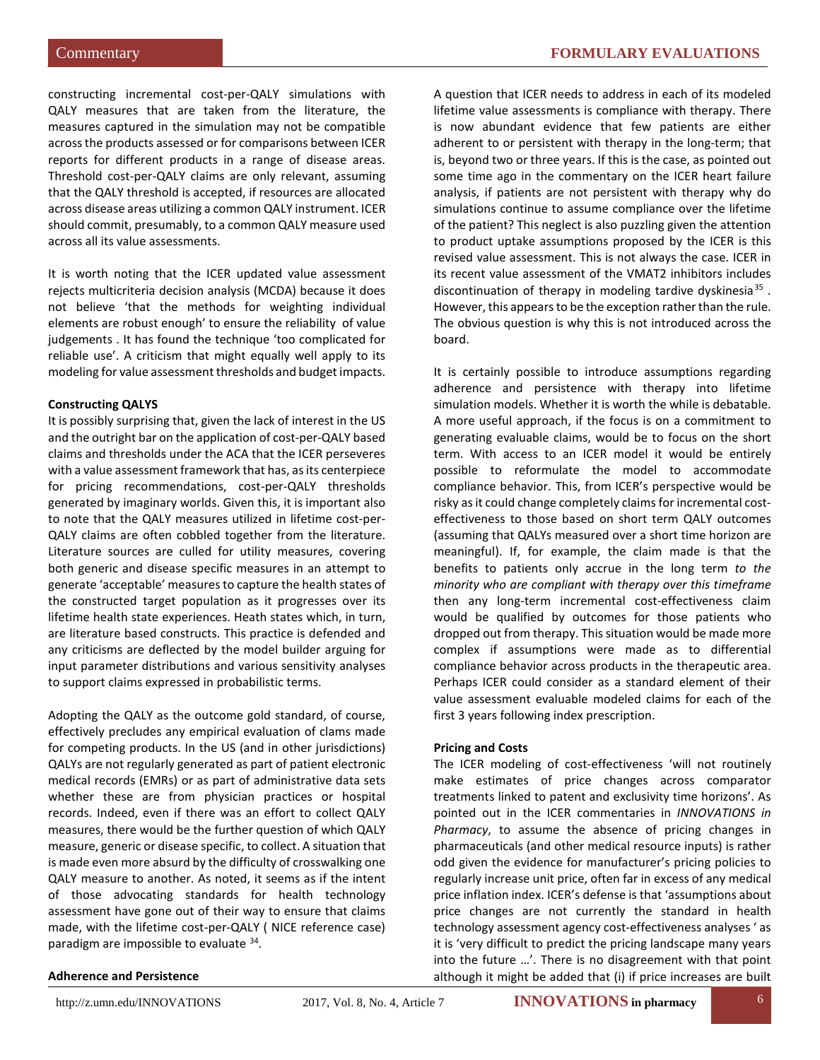constructing incremental cost-per-QALY simulations with QALY measures that are taken from the literature, the measures captured in the simulation may not be compatible across the products assessed or for comparisons between ICER reports for different products in a range of disease areas. Threshold cost-per-QALY claims are only relevant, assuming that the QALY threshold is accepted, if resources are allocated across disease areas utilizing a common QALY instrument. ICER should commit, presumably, to a common QALY measure used across all its value assessments.

It is worth noting that the ICER updated value assessment rejects multicriteria decision analysis (MCDA) because it does not believe 'that the methods for weighting individual elements are robust enough' to ensure the reliability of value judgements . It has found the technique 'too complicated for reliable use'. A criticism that might equally well apply to its modeling for value assessment thresholds and budget impacts.

**Constructing QALYS**

It is possibly surprising that, given the lack of interest in the US and the outright bar on the application of cost-per-QALY based claims and thresholds under the ACA that the ICER perseveres with a value assessment framework that has, as its centerpiece for pricing recommendations, cost-per-QALY thresholds generated by imaginary worlds. Given this, it is important also to note that the QALY measures utilized in lifetime cost-per-QALY claims are often cobbled together from the literature. Literature sources are culled for utility measures, covering both generic and disease specific measures in an attempt to generate 'acceptable' measures to capture the health states of the constructed target population as it progresses over its lifetime health state experiences. Heath states which, in turn, are literature based constructs. This practice is defended and any criticisms are deflected by the model builder arguing for input parameter distributions and various sensitivity analyses to support claims expressed in probabilistic terms.

Adopting the QALY as the outcome gold standard, of course, effectively precludes any empirical evaluation of clams made for competing products. In the US (and in other jurisdictions) QALYs are not regularly generated as part of patient electronic medical records (EMRs) or as part of administrative data sets whether these are from physician practices or hospital records. Indeed, even if there was an effort to collect QALY measures, there would be the further question of which QALY measure, generic or disease specific, to collect. A situation that is made even more absurd by the difficulty of crosswalking one QALY measure to another. As noted, it seems as if the intent of those advocating standards for health technology assessment have gone out of their way to ensure that claims made, with the lifetime cost-per-QALY ( NICE reference case) paradigm are impossible to evaluate [34].

**Adherence and Persistence**

A question that ICER needs to address in each of its modeled lifetime value assessments is compliance with therapy. There is now abundant evidence that few patients are either adherent to or persistent with therapy in the long-term; that is, beyond two or three years. If this is the case, as pointed out some time ago in the commentary on the ICER heart failure analysis, if patients are not persistent with therapy why do simulations continue to assume compliance over the lifetime of the patient? This neglect is also puzzling given the attention to product uptake assumptions proposed by the ICER is this revised value assessment. This is not always the case. ICER in its recent value assessment of the VMAT2 inhibitors includes discontinuation of therapy in modeling tardive dyskinesia [35] . However, this appears to be the exception rather than the rule. The obvious question is why this is not introduced across the board.

It is certainly possible to introduce assumptions regarding adherence and persistence with therapy into lifetime simulation models. Whether it is worth the while is debatable. A more useful approach, if the focus is on a commitment to generating evaluable claims, would be to focus on the short term. With access to an ICER model it would be entirely possible to reformulate the model to accommodate compliance behavior. This, from ICER's perspective would be risky as it could change completely claims for incremental cost-effectiveness to those based on short term QALY outcomes (assuming that QALYs measured over a short time horizon are meaningful). If, for example, the claim made is that the benefits to patients only accrue in the long term *to the minority who are compliant with therapy over this timeframe* then any long-term incremental cost-effectiveness claim would be qualified by outcomes for those patients who dropped out from therapy. This situation would be made more complex if assumptions were made as to differential compliance behavior across products in the therapeutic area. Perhaps ICER could consider as a standard element of their value assessment evaluable modeled claims for each of the first 3 years following index prescription.

**Pricing and Costs**

The ICER modeling of cost-effectiveness 'will not routinely make estimates of price changes across comparator treatments linked to patent and exclusivity time horizons'. As pointed out in the ICER commentaries in *INNOVATIONS in Pharmacy*, to assume the absence of pricing changes in pharmaceuticals (and other medical resource inputs) is rather odd given the evidence for manufacturer's pricing policies to regularly increase unit price, often far in excess of any medical price inflation index. ICER's defense is that 'assumptions about price changes are not currently the standard in health technology assessment agency cost-effectiveness analyses ' as it is 'very difficult to predict the pricing landscape many years into the future …'. There is no disagreement with that point although it might be added that (i) if price increases are built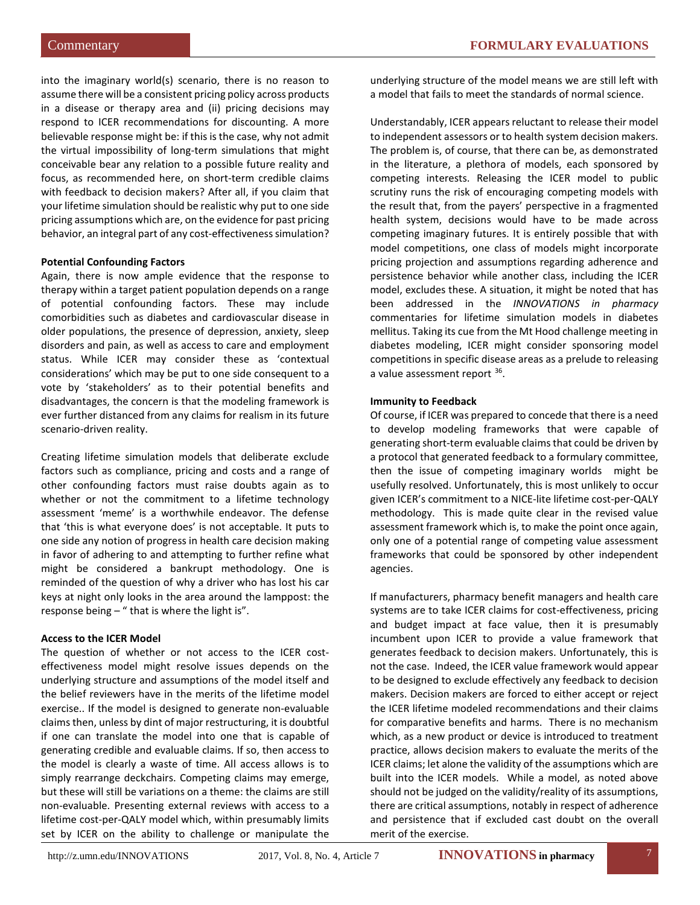into the imaginary world(s) scenario, there is no reason to assume there will be a consistent pricing policy across products in a disease or therapy area and (ii) pricing decisions may respond to ICER recommendations for discounting. A more believable response might be: if this is the case, why not admit the virtual impossibility of long-term simulations that might conceivable bear any relation to a possible future reality and focus, as recommended here, on short-term credible claims with feedback to decision makers? After all, if you claim that your lifetime simulation should be realistic why put to one side pricing assumptions which are, on the evidence for past pricing behavior, an integral part of any cost-effectiveness simulation?

**Potential Confounding Factors**

Again, there is now ample evidence that the response to therapy within a target patient population depends on a range of potential confounding factors. These may include comorbidities such as diabetes and cardiovascular disease in older populations, the presence of depression, anxiety, sleep disorders and pain, as well as access to care and employment status. While ICER may consider these as 'contextual considerations' which may be put to one side consequent to a vote by 'stakeholders' as to their potential benefits and disadvantages, the concern is that the modeling framework is ever further distanced from any claims for realism in its future scenario-driven reality.

Creating lifetime simulation models that deliberate exclude factors such as compliance, pricing and costs and a range of other confounding factors must raise doubts again as to whether or not the commitment to a lifetime technology assessment 'meme' is a worthwhile endeavor. The defense that 'this is what everyone does' is not acceptable. It puts to one side any notion of progress in health care decision making in favor of adhering to and attempting to further refine what might be considered a bankrupt methodology. One is reminded of the question of why a driver who has lost his car keys at night only looks in the area around the lamppost: the response being – " that is where the light is".

**Access to the ICER Model**

The question of whether or not access to the ICER cost-effectiveness model might resolve issues depends on the underlying structure and assumptions of the model itself and the belief reviewers have in the merits of the lifetime model exercise.. If the model is designed to generate non-evaluable claims then, unless by dint of major restructuring, it is doubtful if one can translate the model into one that is capable of generating credible and evaluable claims. If so, then access to the model is clearly a waste of time. All access allows is to simply rearrange deckchairs. Competing claims may emerge, but these will still be variations on a theme: the claims are still non-evaluable. Presenting external reviews with access to a lifetime cost-per-QALY model which, within presumably limits set by ICER on the ability to challenge or manipulate the underlying structure of the model means we are still left with a model that fails to meet the standards of normal science.

Understandably, ICER appears reluctant to release their model to independent assessors or to health system decision makers. The problem is, of course, that there can be, as demonstrated in the literature, a plethora of models, each sponsored by competing interests. Releasing the ICER model to public scrutiny runs the risk of encouraging competing models with the result that, from the payers' perspective in a fragmented health system, decisions would have to be made across competing imaginary futures. It is entirely possible that with model competitions, one class of models might incorporate pricing projection and assumptions regarding adherence and persistence behavior while another class, including the ICER model, excludes these. A situation, it might be noted that has been addressed in the *INNOVATIONS in pharmacy* commentaries for lifetime simulation models in diabetes mellitus. Taking its cue from the Mt Hood challenge meeting in diabetes modeling, ICER might consider sponsoring model competitions in specific disease areas as a prelude to releasing a value assessment report [36].

**Immunity to Feedback**

Of course, if ICER was prepared to concede that there is a need to develop modeling frameworks that were capable of generating short-term evaluable claims that could be driven by a protocol that generated feedback to a formulary committee, then the issue of competing imaginary worlds might be usefully resolved. Unfortunately, this is most unlikely to occur given ICER's commitment to a NICE-lite lifetime cost-per-QALY methodology. This is made quite clear in the revised value assessment framework which is, to make the point once again, only one of a potential range of competing value assessment frameworks that could be sponsored by other independent agencies.

If manufacturers, pharmacy benefit managers and health care systems are to take ICER claims for cost-effectiveness, pricing and budget impact at face value, then it is presumably incumbent upon ICER to provide a value framework that generates feedback to decision makers. Unfortunately, this is not the case. Indeed, the ICER value framework would appear to be designed to exclude effectively any feedback to decision makers. Decision makers are forced to either accept or reject the ICER lifetime modeled recommendations and their claims for comparative benefits and harms. There is no mechanism which, as a new product or device is introduced to treatment practice, allows decision makers to evaluate the merits of the ICER claims; let alone the validity of the assumptions which are built into the ICER models. While a model, as noted above should not be judged on the validity/reality of its assumptions, there are critical assumptions, notably in respect of adherence and persistence that if excluded cast doubt on the overall merit of the exercise.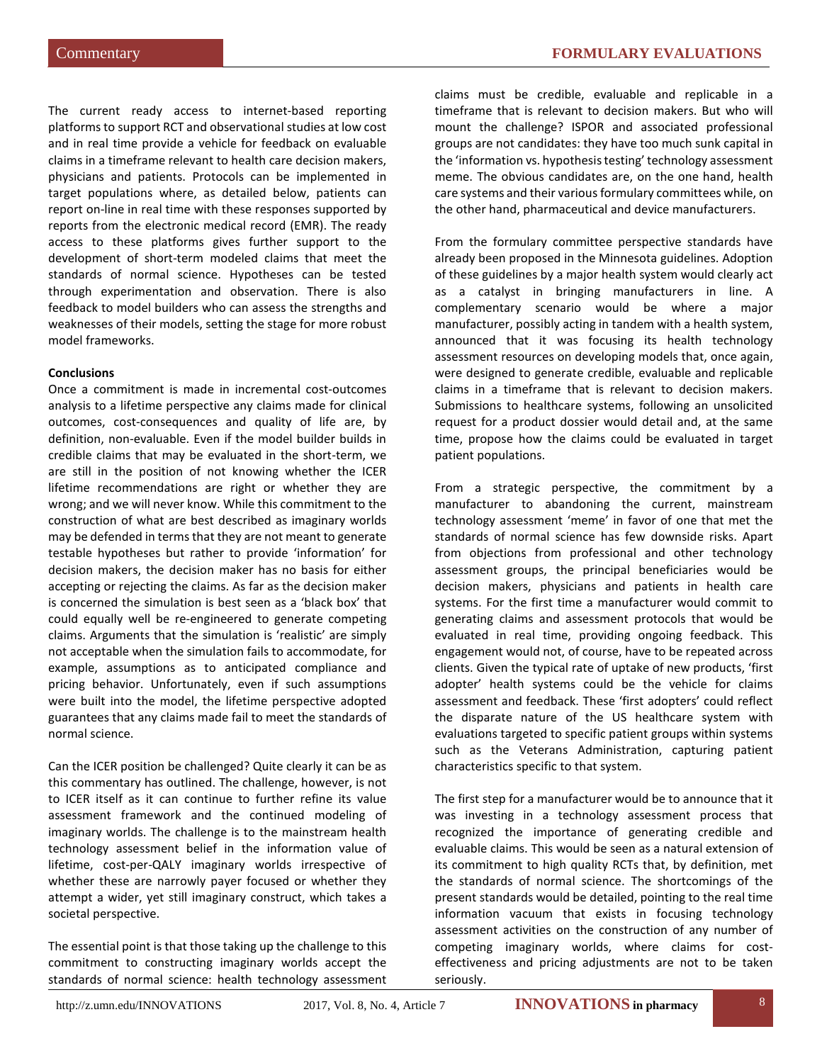The current ready access to internet-based reporting platforms to support RCT and observational studies at low cost and in real time provide a vehicle for feedback on evaluable claims in a timeframe relevant to health care decision makers, physicians and patients. Protocols can be implemented in target populations where, as detailed below, patients can report on-line in real time with these responses supported by reports from the electronic medical record (EMR). The ready access to these platforms gives further support to the development of short-term modeled claims that meet the standards of normal science. Hypotheses can be tested through experimentation and observation. There is also feedback to model builders who can assess the strengths and weaknesses of their models, setting the stage for more robust model frameworks.

**Conclusions**

Once a commitment is made in incremental cost-outcomes analysis to a lifetime perspective any claims made for clinical outcomes, cost-consequences and quality of life are, by definition, non-evaluable. Even if the model builder builds in credible claims that may be evaluated in the short-term, we are still in the position of not knowing whether the ICER lifetime recommendations are right or whether they are wrong; and we will never know. While this commitment to the construction of what are best described as imaginary worlds may be defended in terms that they are not meant to generate testable hypotheses but rather to provide 'information' for decision makers, the decision maker has no basis for either accepting or rejecting the claims. As far as the decision maker is concerned the simulation is best seen as a 'black box' that could equally well be re-engineered to generate competing claims. Arguments that the simulation is 'realistic' are simply not acceptable when the simulation fails to accommodate, for example, assumptions as to anticipated compliance and pricing behavior. Unfortunately, even if such assumptions were built into the model, the lifetime perspective adopted guarantees that any claims made fail to meet the standards of normal science.

Can the ICER position be challenged? Quite clearly it can be as this commentary has outlined. The challenge, however, is not to ICER itself as it can continue to further refine its value assessment framework and the continued modeling of imaginary worlds. The challenge is to the mainstream health technology assessment belief in the information value of lifetime, cost-per-QALY imaginary worlds irrespective of whether these are narrowly payer focused or whether they attempt a wider, yet still imaginary construct, which takes a societal perspective.

The essential point is that those taking up the challenge to this commitment to constructing imaginary worlds accept the standards of normal science: health technology assessment claims must be credible, evaluable and replicable in a timeframe that is relevant to decision makers. But who will mount the challenge? ISPOR and associated professional groups are not candidates: they have too much sunk capital in the 'information vs. hypothesis testing' technology assessment meme. The obvious candidates are, on the one hand, health care systems and their various formulary committees while, on the other hand, pharmaceutical and device manufacturers.

From the formulary committee perspective standards have already been proposed in the Minnesota guidelines. Adoption of these guidelines by a major health system would clearly act as a catalyst in bringing manufacturers in line. A complementary scenario would be where a major manufacturer, possibly acting in tandem with a health system, announced that it was focusing its health technology assessment resources on developing models that, once again, were designed to generate credible, evaluable and replicable claims in a timeframe that is relevant to decision makers. Submissions to healthcare systems, following an unsolicited request for a product dossier would detail and, at the same time, propose how the claims could be evaluated in target patient populations.

From a strategic perspective, the commitment by a manufacturer to abandoning the current, mainstream technology assessment 'meme' in favor of one that met the standards of normal science has few downside risks. Apart from objections from professional and other technology assessment groups, the principal beneficiaries would be decision makers, physicians and patients in health care systems. For the first time a manufacturer would commit to generating claims and assessment protocols that would be evaluated in real time, providing ongoing feedback. This engagement would not, of course, have to be repeated across clients. Given the typical rate of uptake of new products, 'first adopter' health systems could be the vehicle for claims assessment and feedback. These 'first adopters' could reflect the disparate nature of the US healthcare system with evaluations targeted to specific patient groups within systems such as the Veterans Administration, capturing patient characteristics specific to that system.

The first step for a manufacturer would be to announce that it was investing in a technology assessment process that recognized the importance of generating credible and evaluable claims. This would be seen as a natural extension of its commitment to high quality RCTs that, by definition, met the standards of normal science. The shortcomings of the present standards would be detailed, pointing to the real time information vacuum that exists in focusing technology assessment activities on the construction of any number of competing imaginary worlds, where claims for cost-effectiveness and pricing adjustments are not to be taken seriously.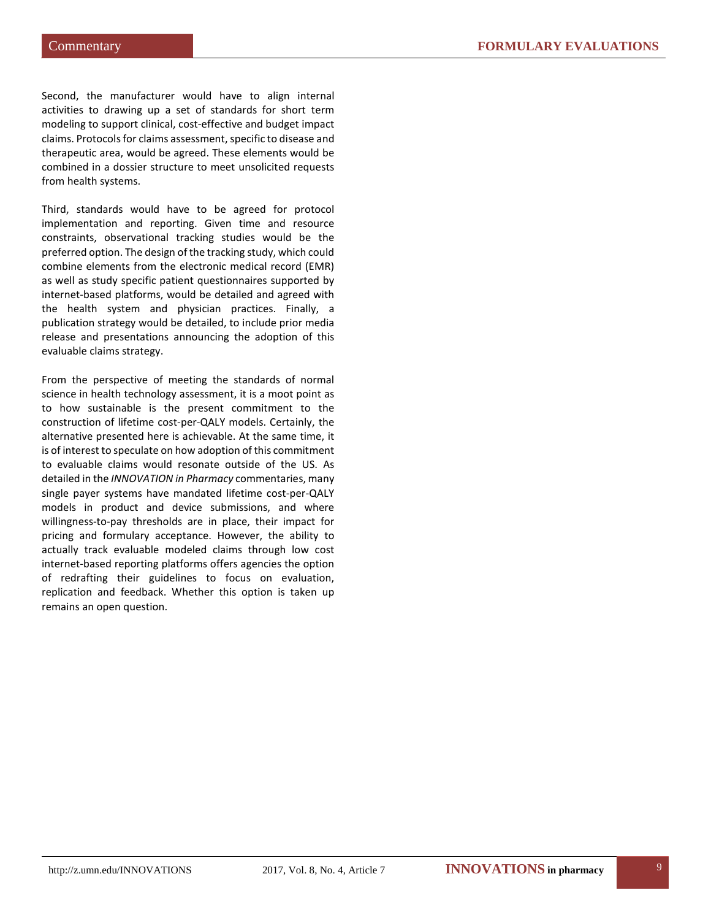Second, the manufacturer would have to align internal activities to drawing up a set of standards for short term modeling to support clinical, cost-effective and budget impact claims. Protocols for claims assessment, specific to disease and therapeutic area, would be agreed. These elements would be combined in a dossier structure to meet unsolicited requests from health systems.

Third, standards would have to be agreed for protocol implementation and reporting. Given time and resource constraints, observational tracking studies would be the preferred option. The design of the tracking study, which could combine elements from the electronic medical record (EMR) as well as study specific patient questionnaires supported by internet-based platforms, would be detailed and agreed with the health system and physician practices. Finally, a publication strategy would be detailed, to include prior media release and presentations announcing the adoption of this evaluable claims strategy.

From the perspective of meeting the standards of normal science in health technology assessment, it is a moot point as to how sustainable is the present commitment to the construction of lifetime cost-per-QALY models. Certainly, the alternative presented here is achievable. At the same time, it is of interest to speculate on how adoption of this commitment to evaluable claims would resonate outside of the US. As detailed in the *INNOVATION in Pharmacy* commentaries, many single payer systems have mandated lifetime cost-per-QALY models in product and device submissions, and where willingness-to-pay thresholds are in place, their impact for pricing and formulary acceptance. However, the ability to actually track evaluable modeled claims through low cost internet-based reporting platforms offers agencies the option of redrafting their guidelines to focus on evaluation, replication and feedback. Whether this option is taken up remains an open question.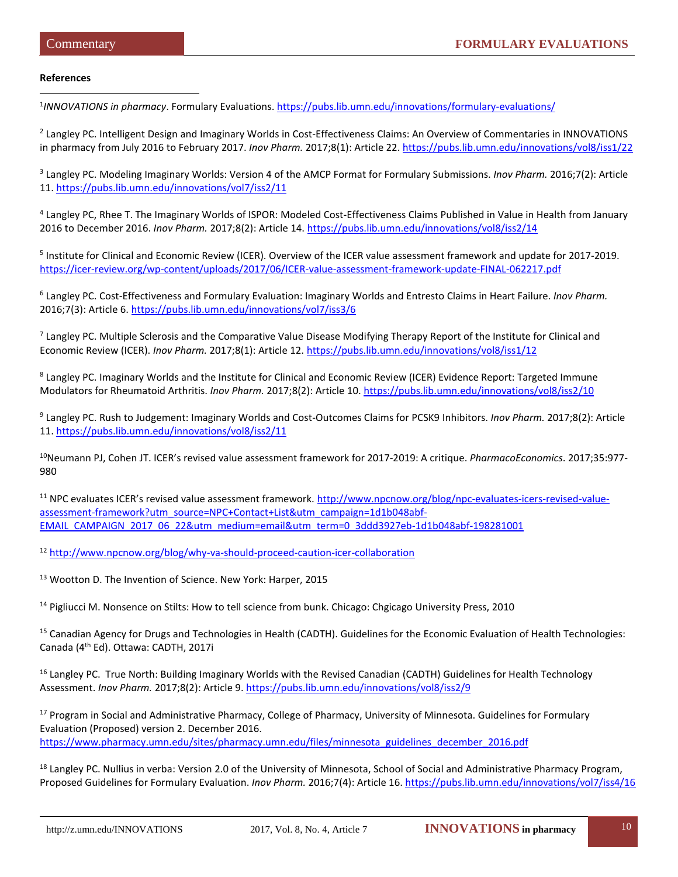**References**

[1]*INNOVATIONS in pharmacy*. Formulary Evaluations. https://pubs.lib.umn.edu/innovations/formulary-evaluations/

[2] Langley PC. Intelligent Design and Imaginary Worlds in Cost-Effectiveness Claims: An Overview of Commentaries in INNOVATIONS in pharmacy from July 2016 to February 2017. *Inov Pharm.* 2017;8(1): Article 22. https://pubs.lib.umn.edu/innovations/vol8/iss1/22

[3] Langley PC. Modeling Imaginary Worlds: Version 4 of the AMCP Format for Formulary Submissions. *Inov Pharm.* 2016;7(2): Article 11. https://pubs.lib.umn.edu/innovations/vol7/iss2/11

[4] Langley PC, Rhee T. The Imaginary Worlds of ISPOR: Modeled Cost-Effectiveness Claims Published in Value in Health from January 2016 to December 2016. *Inov Pharm.* 2017;8(2): Article 14. https://pubs.lib.umn.edu/innovations/vol8/iss2/14

[5] Institute for Clinical and Economic Review (ICER). Overview of the ICER value assessment framework and update for 2017-2019. https://icer-review.org/wp-content/uploads/2017/06/ICER-value-assessment-framework-update-FINAL-062217.pdf

[6] Langley PC. Cost-Effectiveness and Formulary Evaluation: Imaginary Worlds and Entresto Claims in Heart Failure. *Inov Pharm.* 2016;7(3): Article 6. https://pubs.lib.umn.edu/innovations/vol7/iss3/6

[7] Langley PC. Multiple Sclerosis and the Comparative Value Disease Modifying Therapy Report of the Institute for Clinical and Economic Review (ICER). *Inov Pharm.* 2017;8(1): Article 12. https://pubs.lib.umn.edu/innovations/vol8/iss1/12

[8] Langley PC. Imaginary Worlds and the Institute for Clinical and Economic Review (ICER) Evidence Report: Targeted Immune Modulators for Rheumatoid Arthritis. *Inov Pharm.* 2017;8(2): Article 10. https://pubs.lib.umn.edu/innovations/vol8/iss2/10

[9] Langley PC. Rush to Judgement: Imaginary Worlds and Cost-Outcomes Claims for PCSK9 Inhibitors. *Inov Pharm.* 2017;8(2): Article 11. https://pubs.lib.umn.edu/innovations/vol8/iss2/11

[10]Neumann PJ, Cohen JT. ICER's revised value assessment framework for 2017-2019: A critique. *PharmacoEconomics*. 2017;35:977-980

[11] NPC evaluates ICER's revised value assessment framework. http://www.npcnow.org/blog/npc-evaluates-icers-revised-value-assessment-framework?utm_source=NPC+Contact+List&utm_campaign=1d1b048abf-EMAIL_CAMPAIGN_2017_06_22&utm_medium=email&utm_term=0_3ddd3927eb-1d1b048abf-198281001

[12] http://www.npcnow.org/blog/why-va-should-proceed-caution-icer-collaboration

[13] Wootton D. The Invention of Science. New York: Harper, 2015

[14] Pigliucci M. Nonsence on Stilts: How to tell science from bunk. Chicago: Chgicago University Press, 2010

[15] Canadian Agency for Drugs and Technologies in Health (CADTH). Guidelines for the Economic Evaluation of Health Technologies: Canada (4th Ed). Ottawa: CADTH, 2017i

[16] Langley PC. True North: Building Imaginary Worlds with the Revised Canadian (CADTH) Guidelines for Health Technology Assessment. *Inov Pharm.* 2017;8(2): Article 9. https://pubs.lib.umn.edu/innovations/vol8/iss2/9

[17] Program in Social and Administrative Pharmacy, College of Pharmacy, University of Minnesota. Guidelines for Formulary Evaluation (Proposed) version 2. December 2016. https://www.pharmacy.umn.edu/sites/pharmacy.umn.edu/files/minnesota_guidelines_december_2016.pdf

[18] Langley PC. Nullius in verba: Version 2.0 of the University of Minnesota, School of Social and Administrative Pharmacy Program, Proposed Guidelines for Formulary Evaluation. *Inov Pharm.* 2016;7(4): Article 16. https://pubs.lib.umn.edu/innovations/vol7/iss4/16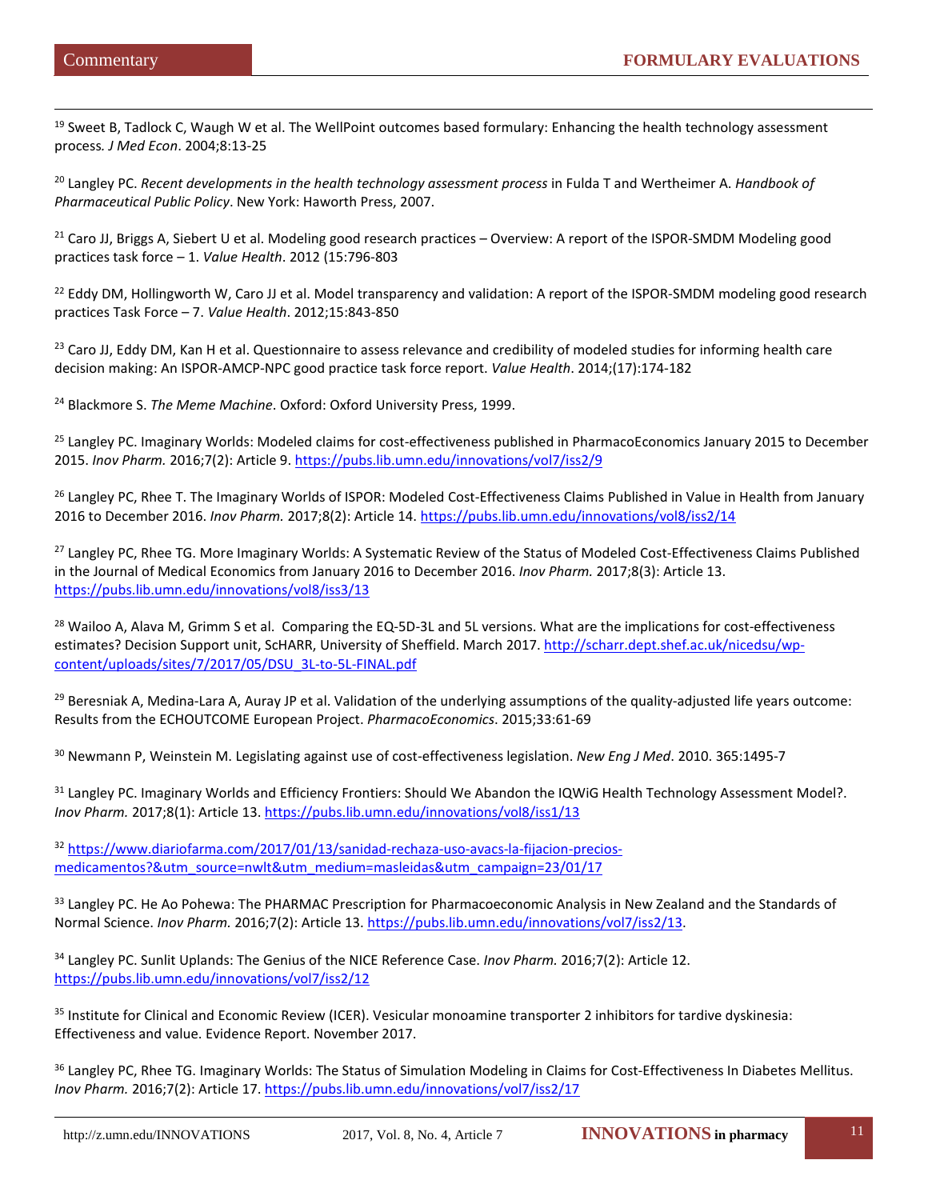[19] Sweet B, Tadlock C, Waugh W et al. The WellPoint outcomes based formulary: Enhancing the health technology assessment process*. J Med Econ*. 2004;8:13-25

[20] Langley PC. *Recent developments in the health technology assessment process* in Fulda T and Wertheimer A. *Handbook of Pharmaceutical Public Policy*. New York: Haworth Press, 2007.

[21] Caro JJ, Briggs A, Siebert U et al. Modeling good research practices – Overview: A report of the ISPOR-SMDM Modeling good practices task force – 1. *Value Health*. 2012 (15:796-803

[22] Eddy DM, Hollingworth W, Caro JJ et al. Model transparency and validation: A report of the ISPOR-SMDM modeling good research practices Task Force – 7. *Value Health*. 2012;15:843-850

[23] Caro JJ, Eddy DM, Kan H et al. Questionnaire to assess relevance and credibility of modeled studies for informing health care decision making: An ISPOR-AMCP-NPC good practice task force report. *Value Health*. 2014;(17):174-182

[24] Blackmore S. *The Meme Machine*. Oxford: Oxford University Press, 1999.

[25] Langley PC. Imaginary Worlds: Modeled claims for cost-effectiveness published in PharmacoEconomics January 2015 to December 2015. *Inov Pharm.* 2016;7(2): Article 9. https://pubs.lib.umn.edu/innovations/vol7/iss2/9

[26] Langley PC, Rhee T. The Imaginary Worlds of ISPOR: Modeled Cost-Effectiveness Claims Published in Value in Health from January 2016 to December 2016. *Inov Pharm.* 2017;8(2): Article 14. https://pubs.lib.umn.edu/innovations/vol8/iss2/14

[27] Langley PC, Rhee TG. More Imaginary Worlds: A Systematic Review of the Status of Modeled Cost-Effectiveness Claims Published in the Journal of Medical Economics from January 2016 to December 2016. *Inov Pharm.* 2017;8(3): Article 13. https://pubs.lib.umn.edu/innovations/vol8/iss3/13

[28] Wailoo A, Alava M, Grimm S et al. Comparing the EQ-5D-3L and 5L versions. What are the implications for cost-effectiveness estimates? Decision Support unit, ScHARR, University of Sheffield. March 2017. http://scharr.dept.shef.ac.uk/nicedsu/wp-content/uploads/sites/7/2017/05/DSU_3L-to-5L-FINAL.pdf

[29] Beresniak A, Medina-Lara A, Auray JP et al. Validation of the underlying assumptions of the quality-adjusted life years outcome: Results from the ECHOUTCOME European Project. *PharmacoEconomics*. 2015;33:61-69

[30] Newmann P, Weinstein M. Legislating against use of cost-effectiveness legislation. *New Eng J Med*. 2010. 365:1495-7

[31] Langley PC. Imaginary Worlds and Efficiency Frontiers: Should We Abandon the IQWiG Health Technology Assessment Model?. *Inov Pharm.* 2017;8(1): Article 13. https://pubs.lib.umn.edu/innovations/vol8/iss1/13

[32] https://www.diariofarma.com/2017/01/13/sanidad-rechaza-uso-avacs-la-fijacion-precios-medicamentos?&utm_source=nwlt&utm_medium=masleidas&utm_campaign=23/01/17

[33] Langley PC. He Ao Pohewa: The PHARMAC Prescription for Pharmacoeconomic Analysis in New Zealand and the Standards of Normal Science. *Inov Pharm.* 2016;7(2): Article 13. https://pubs.lib.umn.edu/innovations/vol7/iss2/13.

[34] Langley PC. Sunlit Uplands: The Genius of the NICE Reference Case. *Inov Pharm.* 2016;7(2): Article 12. https://pubs.lib.umn.edu/innovations/vol7/iss2/12

[35] Institute for Clinical and Economic Review (ICER). Vesicular monoamine transporter 2 inhibitors for tardive dyskinesia: Effectiveness and value. Evidence Report. November 2017.

[36] Langley PC, Rhee TG. Imaginary Worlds: The Status of Simulation Modeling in Claims for Cost-Effectiveness In Diabetes Mellitus. *Inov Pharm.* 2016;7(2): Article 17. https://pubs.lib.umn.edu/innovations/vol7/iss2/17